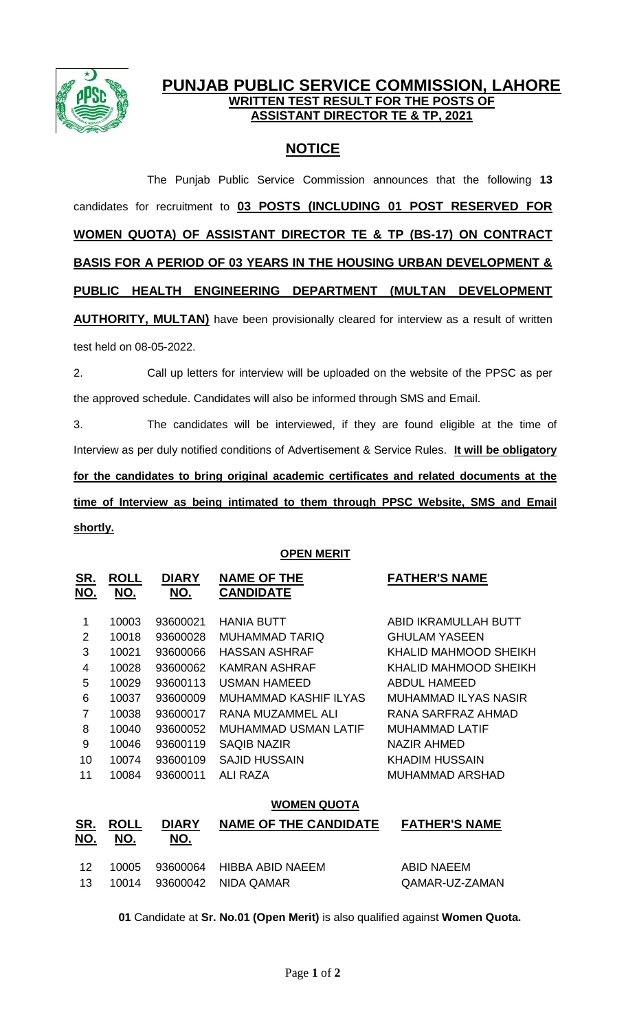# PUNJAB PUBLIC SERVICE COMMISSION, LAHORE

**WRITTEN TEST RESULT FOR THE POSTS OF ASSISTANT DIRECTOR TE & TP, 2021**

## NOTICE

The Punjab Public Service Commission announces that the following **13** candidates for recruitment to **03 POSTS (INCLUDING 01 POST RESERVED FOR WOMEN QUOTA) OF ASSISTANT DIRECTOR TE & TP (BS-17) ON CONTRACT BASIS FOR A PERIOD OF 03 YEARS IN THE HOUSING URBAN DEVELOPMENT & PUBLIC HEALTH ENGINEERING DEPARTMENT (MULTAN DEVELOPMENT AUTHORITY, MULTAN)** have been provisionally cleared for interview as a result of written test held on 08-05-2022.

2. Call up letters for interview will be uploaded on the website of the PPSC as per the approved schedule. Candidates will also be informed through SMS and Email.

3. The candidates will be interviewed, if they are found eligible at the time of Interview as per duly notified conditions of Advertisement & Service Rules. **It will be obligatory for the candidates to bring original academic certificates and related documents at the time of Interview as being intimated to them through PPSC Website, SMS and Email shortly.**

**OPEN MERIT**

| SR. NO. | ROLL NO. | DIARY NO. | NAME OF THE CANDIDATE | FATHER'S NAME |
|---|---|---|---|---|
| 1 | 10003 | 93600021 | HANIA BUTT | ABID IKRAMULLAH BUTT |
| 2 | 10018 | 93600028 | MUHAMMAD TARIQ | GHULAM YASEEN |
| 3 | 10021 | 93600066 | HASSAN ASHRAF | KHALID MAHMOOD SHEIKH |
| 4 | 10028 | 93600062 | KAMRAN ASHRAF | KHALID MAHMOOD SHEIKH |
| 5 | 10029 | 93600113 | USMAN HAMEED | ABDUL HAMEED |
| 6 | 10037 | 93600009 | MUHAMMAD KASHIF ILYAS | MUHAMMAD ILYAS NASIR |
| 7 | 10038 | 93600017 | RANA MUZAMMEL ALI | RANA SARFRAZ AHMAD |
| 8 | 10040 | 93600052 | MUHAMMAD USMAN LATIF | MUHAMMAD LATIF |
| 9 | 10046 | 93600119 | SAQIB NAZIR | NAZIR AHMED |
| 10 | 10074 | 93600109 | SAJID HUSSAIN | KHADIM HUSSAIN |
| 11 | 10084 | 93600011 | ALI RAZA | MUHAMMAD ARSHAD |

**WOMEN QUOTA**

| SR. NO. | ROLL NO. | DIARY NO. | NAME OF THE CANDIDATE | FATHER'S NAME |
|---|---|---|---|---|
| 12 | 10005 | 93600064 | HIBBA ABID NAEEM | ABID NAEEM |
| 13 | 10014 | 93600042 | NIDA QAMAR | QAMAR-UZ-ZAMAN |

**01** Candidate at **Sr. No.01 (Open Merit)** is also qualified against **Women Quota.**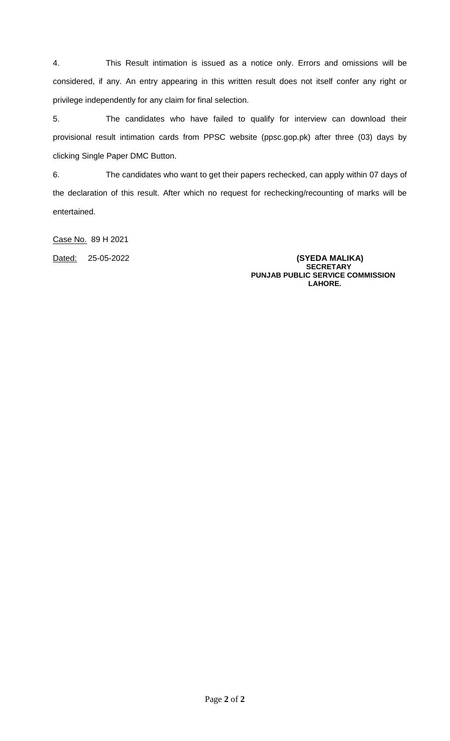4. This Result intimation is issued as a notice only. Errors and omissions will be considered, if any. An entry appearing in this written result does not itself confer any right or privilege independently for any claim for final selection.

5. The candidates who have failed to qualify for interview can download their provisional result intimation cards from PPSC website (ppsc.gop.pk) after three (03) days by clicking Single Paper DMC Button.

6. The candidates who want to get their papers rechecked, can apply within 07 days of the declaration of this result. After which no request for rechecking/recounting of marks will be entertained.

Case No. 89 H 2021

Dated: 25-05-2022

**(SYEDA MALIKA)**
**SECRETARY**
**PUNJAB PUBLIC SERVICE COMMISSION**
**LAHORE.**